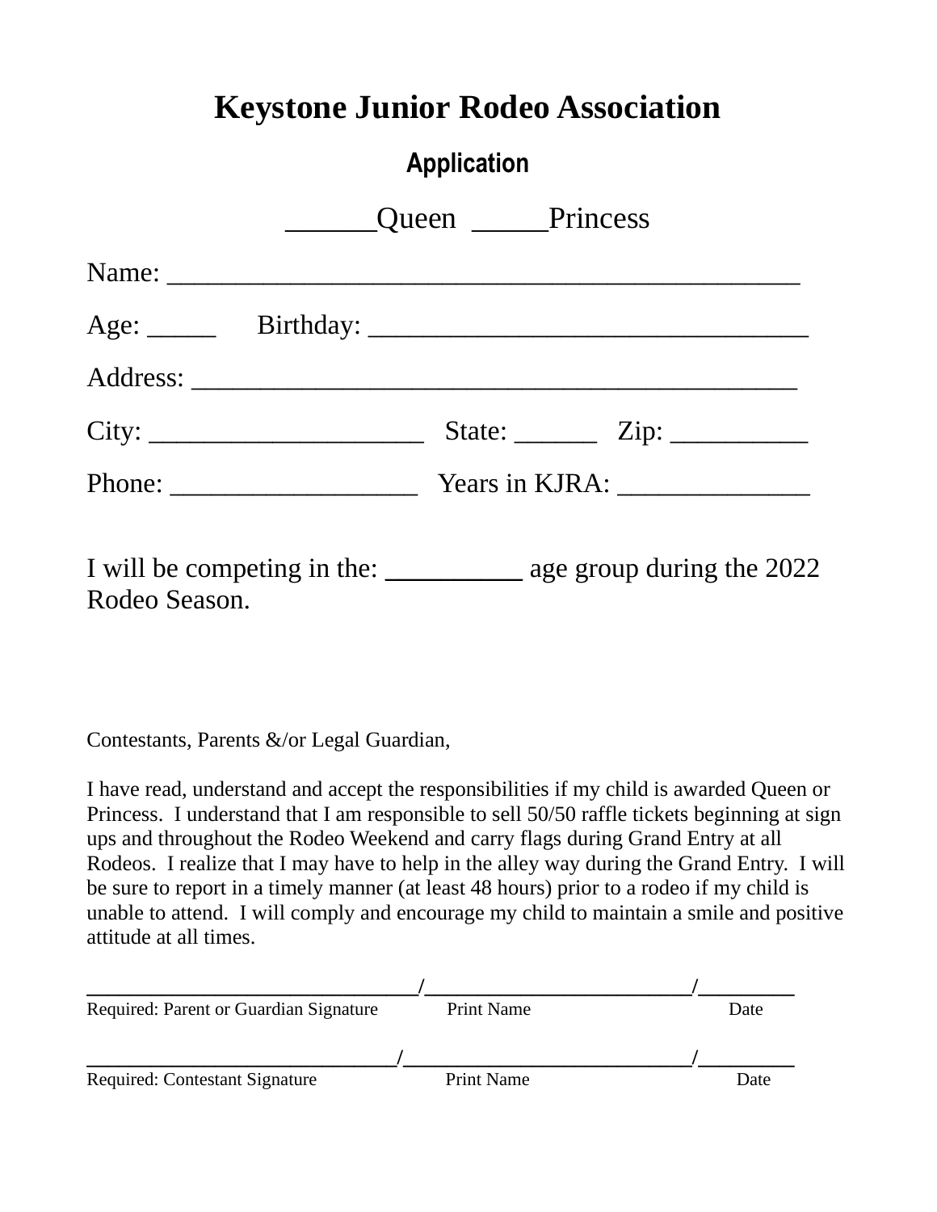# Keystone Junior Rodeo Association

## Application

______Queen _____Princess

Name: _____________________________________________

Age: _____ Birthday: _______________________________

Address: ___________________________________________

City: ____________________ State: ______ Zip: __________

Phone: __________________ Years in KJRA: ______________

I will be competing in the: __________ age group during the 2022 Rodeo Season.

Contestants, Parents &/or Legal Guardian,

I have read, understand and accept the responsibilities if my child is awarded Queen or Princess. I understand that I am responsible to sell 50/50 raffle tickets beginning at sign ups and throughout the Rodeo Weekend and carry flags during Grand Entry at all Rodeos. I realize that I may have to help in the alley way during the Grand Entry. I will be sure to report in a timely manner (at least 48 hours) prior to a rodeo if my child is unable to attend. I will comply and encourage my child to maintain a smile and positive attitude at all times.

______________________________/________________________/_________
Required: Parent or Guardian Signature Print Name Date

____________________________/__________________________/_________
Required: Contestant Signature Print Name Date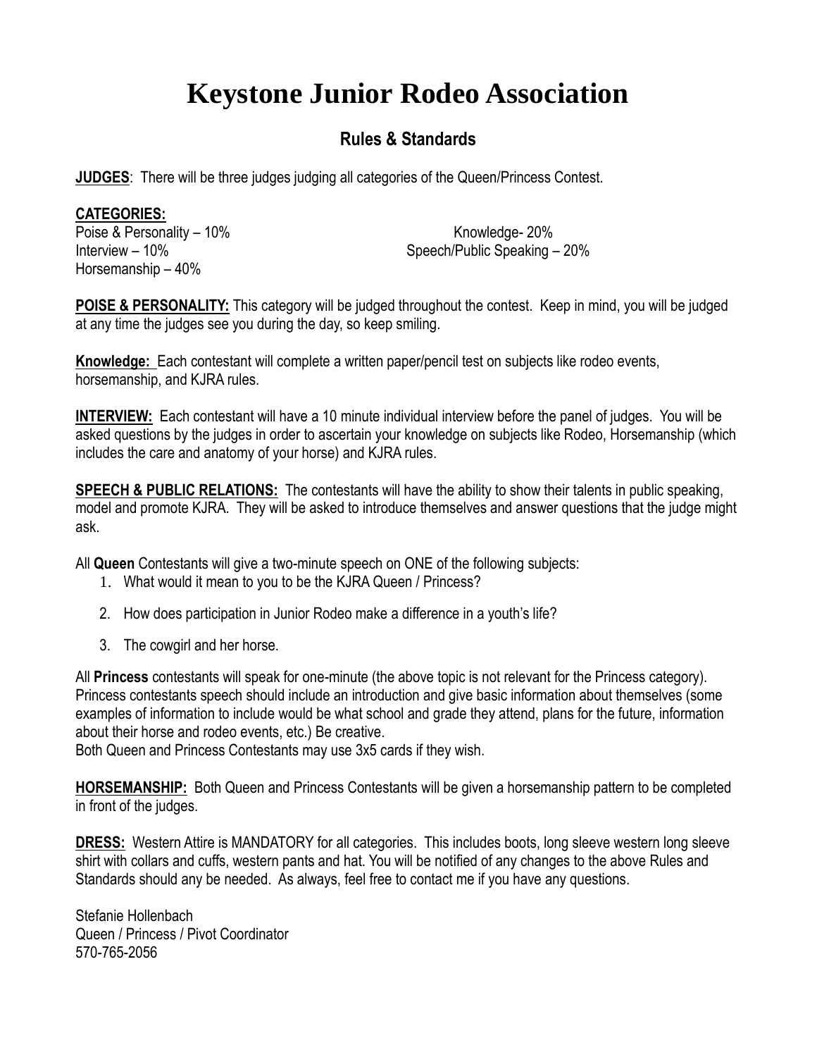# Keystone Junior Rodeo Association

## Rules & Standards

**JUDGES**: There will be three judges judging all categories of the Queen/Princess Contest.

**CATEGORIES:**

Poise & Personality – 10%
Interview – 10%
Horsemanship – 40%
Knowledge- 20%
Speech/Public Speaking – 20%

**POISE & PERSONALITY:** This category will be judged throughout the contest. Keep in mind, you will be judged at any time the judges see you during the day, so keep smiling.

**Knowledge:** Each contestant will complete a written paper/pencil test on subjects like rodeo events, horsemanship, and KJRA rules.

**INTERVIEW:** Each contestant will have a 10 minute individual interview before the panel of judges. You will be asked questions by the judges in order to ascertain your knowledge on subjects like Rodeo, Horsemanship (which includes the care and anatomy of your horse) and KJRA rules.

**SPEECH & PUBLIC RELATIONS:** The contestants will have the ability to show their talents in public speaking, model and promote KJRA. They will be asked to introduce themselves and answer questions that the judge might ask.

All **Queen** Contestants will give a two-minute speech on ONE of the following subjects:

1. What would it mean to you to be the KJRA Queen / Princess?
2. How does participation in Junior Rodeo make a difference in a youth's life?
3. The cowgirl and her horse.

All **Princess** contestants will speak for one-minute (the above topic is not relevant for the Princess category). Princess contestants speech should include an introduction and give basic information about themselves (some examples of information to include would be what school and grade they attend, plans for the future, information about their horse and rodeo events, etc.) Be creative.
Both Queen and Princess Contestants may use 3x5 cards if they wish.

**HORSEMANSHIP:** Both Queen and Princess Contestants will be given a horsemanship pattern to be completed in front of the judges.

**DRESS:** Western Attire is MANDATORY for all categories. This includes boots, long sleeve western long sleeve shirt with collars and cuffs, western pants and hat. You will be notified of any changes to the above Rules and Standards should any be needed. As always, feel free to contact me if you have any questions.

Stefanie Hollenbach
Queen / Princess / Pivot Coordinator
570-765-2056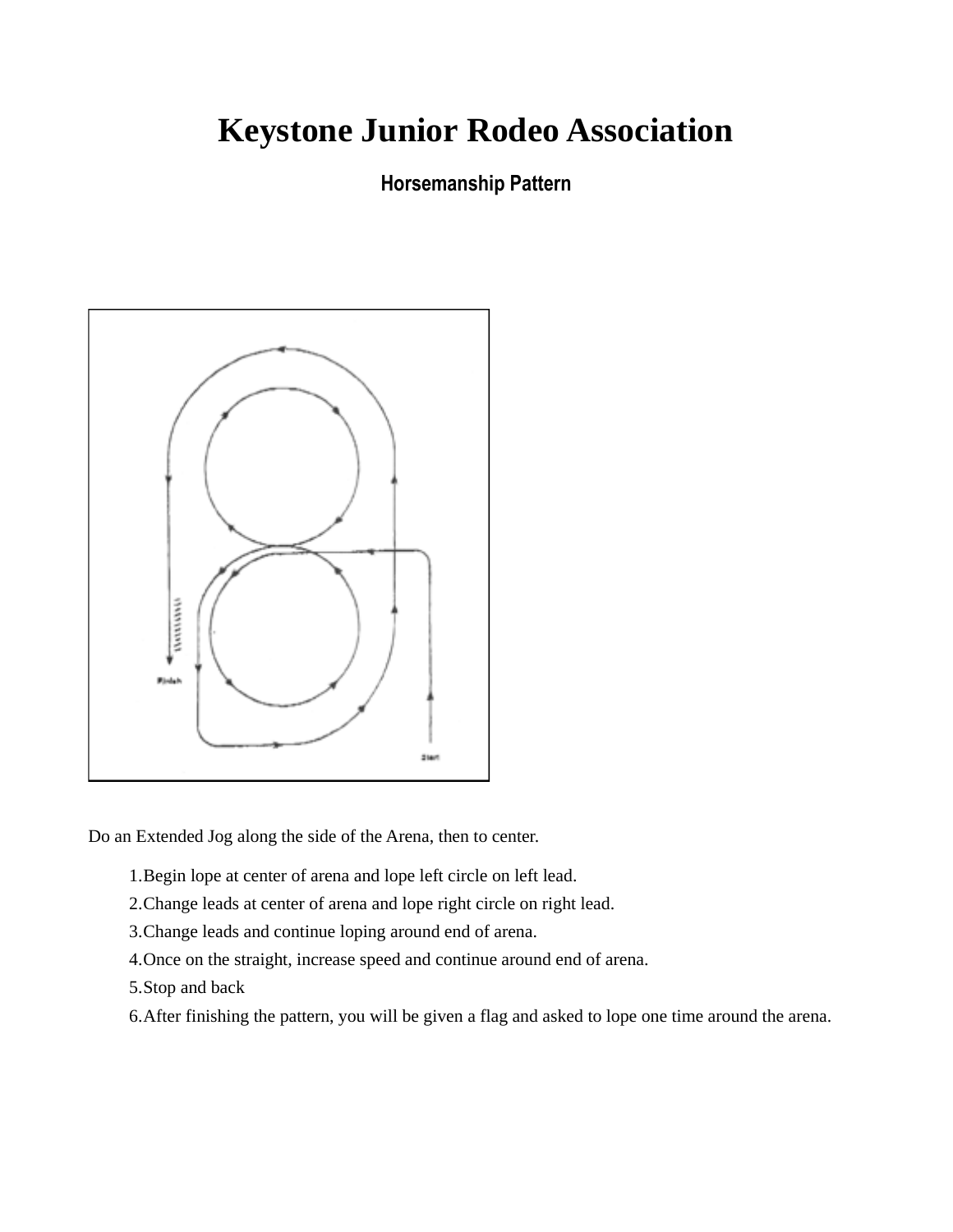# Keystone Junior Rodeo Association

## Horsemanship Pattern

Finish

Start

Do an Extended Jog along the side of the Arena, then to center.

1. Begin lope at center of arena and lope left circle on left lead.
2. Change leads at center of arena and lope right circle on right lead.
3. Change leads and continue loping around end of arena.
4. Once on the straight, increase speed and continue around end of arena.
5. Stop and back
6. After finishing the pattern, you will be given a flag and asked to lope one time around the arena.